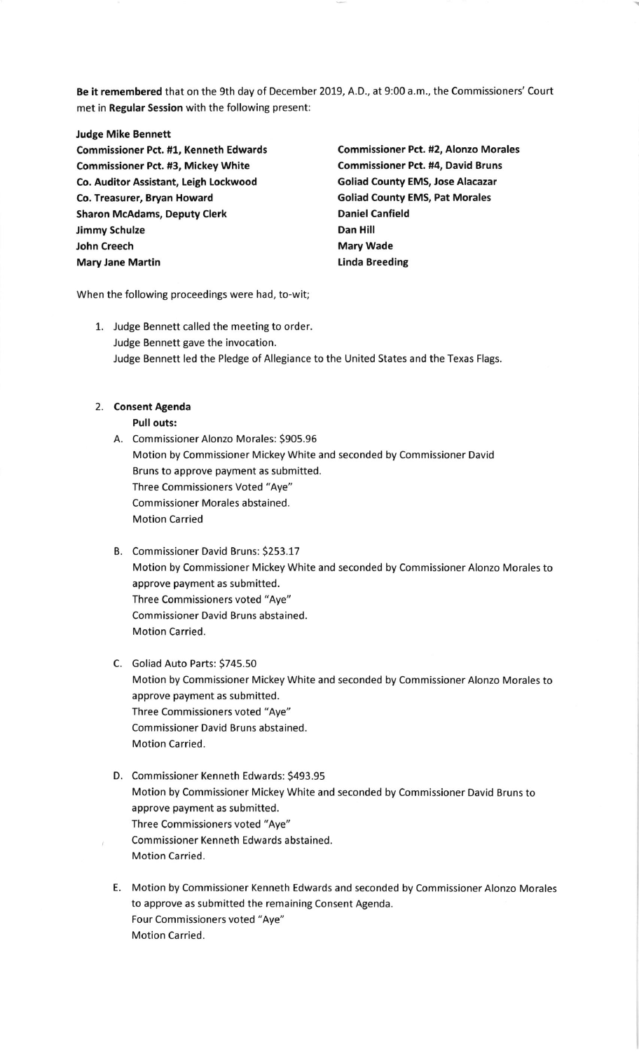**Be it remembered** that on the 9th day of December 2019, A.D., at 9:00 a.m., the Commissioners' Court met in **Regular Session** with the following present:

**Judge Mike Bennett**
**Commissioner Pct. #1, Kenneth Edwards**
**Commissioner Pct. #2, Alonzo Morales**
**Commissioner Pct. #3, Mickey White**
**Commissioner Pct. #4, David Bruns**
**Co. Auditor Assistant, Leigh Lockwood**
**Goliad County EMS, Jose Alacazar**
**Co. Treasurer, Bryan Howard**
**Goliad County EMS, Pat Morales**
**Sharon McAdams, Deputy Clerk**
**Daniel Canfield**
**Jimmy Schulze**
**Dan Hill**
**John Creech**
**Mary Wade**
**Mary Jane Martin**
**Linda Breeding**

When the following proceedings were had, to-wit;

1. Judge Bennett called the meeting to order.
   Judge Bennett gave the invocation.
   Judge Bennett led the Pledge of Allegiance to the United States and the Texas Flags.

2. **Consent Agenda**
   **Pull outs:**

   A. Commissioner Alonzo Morales: $905.96
      Motion by Commissioner Mickey White and seconded by Commissioner David Bruns to approve payment as submitted.
      Three Commissioners Voted "Aye"
      Commissioner Morales abstained.
      Motion Carried

   B. Commissioner David Bruns: $253.17
      Motion by Commissioner Mickey White and seconded by Commissioner Alonzo Morales to approve payment as submitted.
      Three Commissioners voted "Aye"
      Commissioner David Bruns abstained.
      Motion Carried.

   C. Goliad Auto Parts: $745.50
      Motion by Commissioner Mickey White and seconded by Commissioner Alonzo Morales to approve payment as submitted.
      Three Commissioners voted "Aye"
      Commissioner David Bruns abstained.
      Motion Carried.

   D. Commissioner Kenneth Edwards: $493.95
      Motion by Commissioner Mickey White and seconded by Commissioner David Bruns to approve payment as submitted.
      Three Commissioners voted "Aye"
      Commissioner Kenneth Edwards abstained.
      Motion Carried.

   E. Motion by Commissioner Kenneth Edwards and seconded by Commissioner Alonzo Morales to approve as submitted the remaining Consent Agenda.
      Four Commissioners voted "Aye"
      Motion Carried.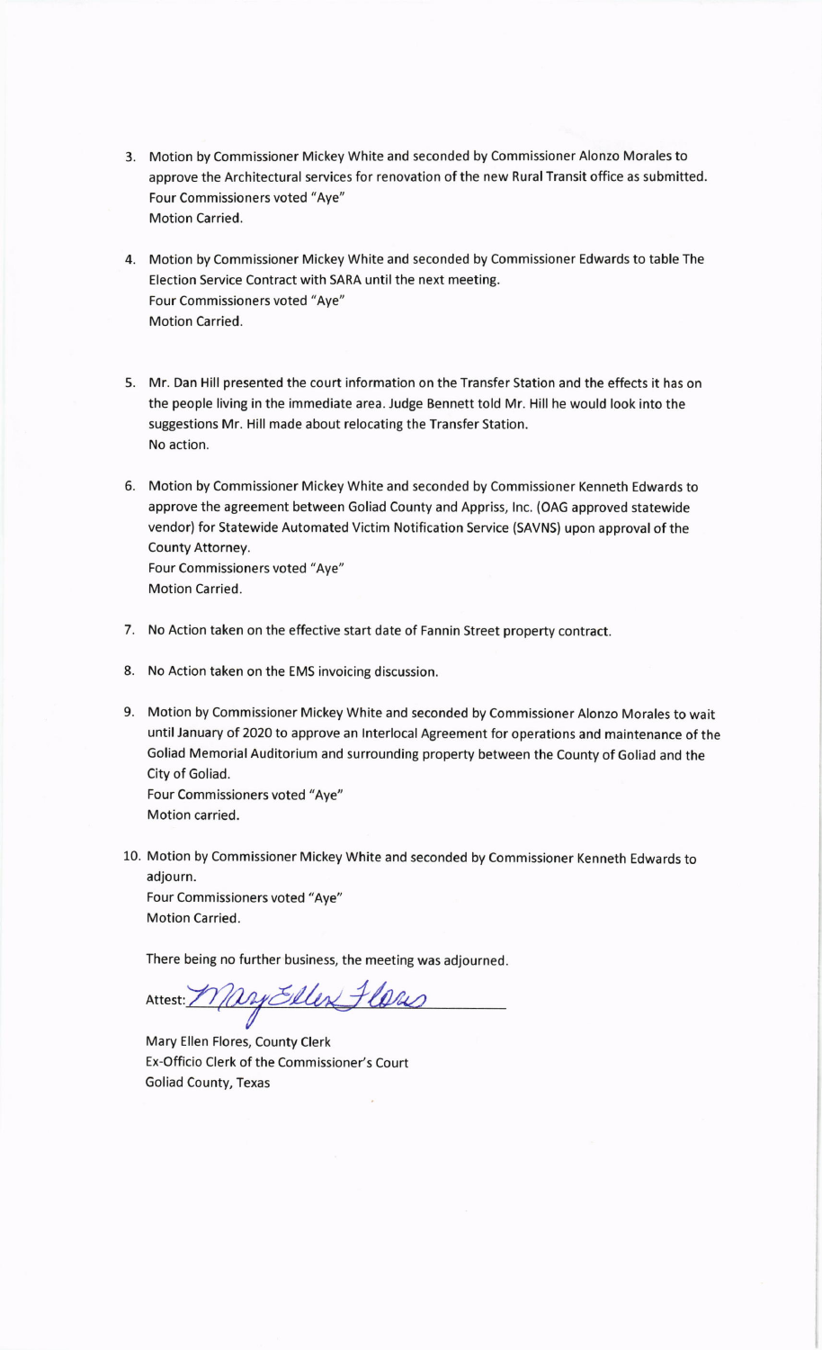3. Motion by Commissioner Mickey White and seconded by Commissioner Alonzo Morales to approve the Architectural services for renovation of the new Rural Transit office as submitted.
   Four Commissioners voted "Aye"
   Motion Carried.

4. Motion by Commissioner Mickey White and seconded by Commissioner Edwards to table The Election Service Contract with SARA until the next meeting.
   Four Commissioners voted "Aye"
   Motion Carried.

5. Mr. Dan Hill presented the court information on the Transfer Station and the effects it has on the people living in the immediate area. Judge Bennett told Mr. Hill he would look into the suggestions Mr. Hill made about relocating the Transfer Station.
   No action.

6. Motion by Commissioner Mickey White and seconded by Commissioner Kenneth Edwards to approve the agreement between Goliad County and Appriss, Inc. (OAG approved statewide vendor) for Statewide Automated Victim Notification Service (SAVNS) upon approval of the County Attorney.
   Four Commissioners voted "Aye"
   Motion Carried.

7. No Action taken on the effective start date of Fannin Street property contract.

8. No Action taken on the EMS invoicing discussion.

9. Motion by Commissioner Mickey White and seconded by Commissioner Alonzo Morales to wait until January of 2020 to approve an Interlocal Agreement for operations and maintenance of the Goliad Memorial Auditorium and surrounding property between the County of Goliad and the City of Goliad.
   Four Commissioners voted "Aye"
   Motion carried.

10. Motion by Commissioner Mickey White and seconded by Commissioner Kenneth Edwards to adjourn.
    Four Commissioners voted "Aye"
    Motion Carried.

There being no further business, the meeting was adjourned.

Attest: Mary Ellen Flores

Mary Ellen Flores, County Clerk
Ex-Officio Clerk of the Commissioner's Court
Goliad County, Texas